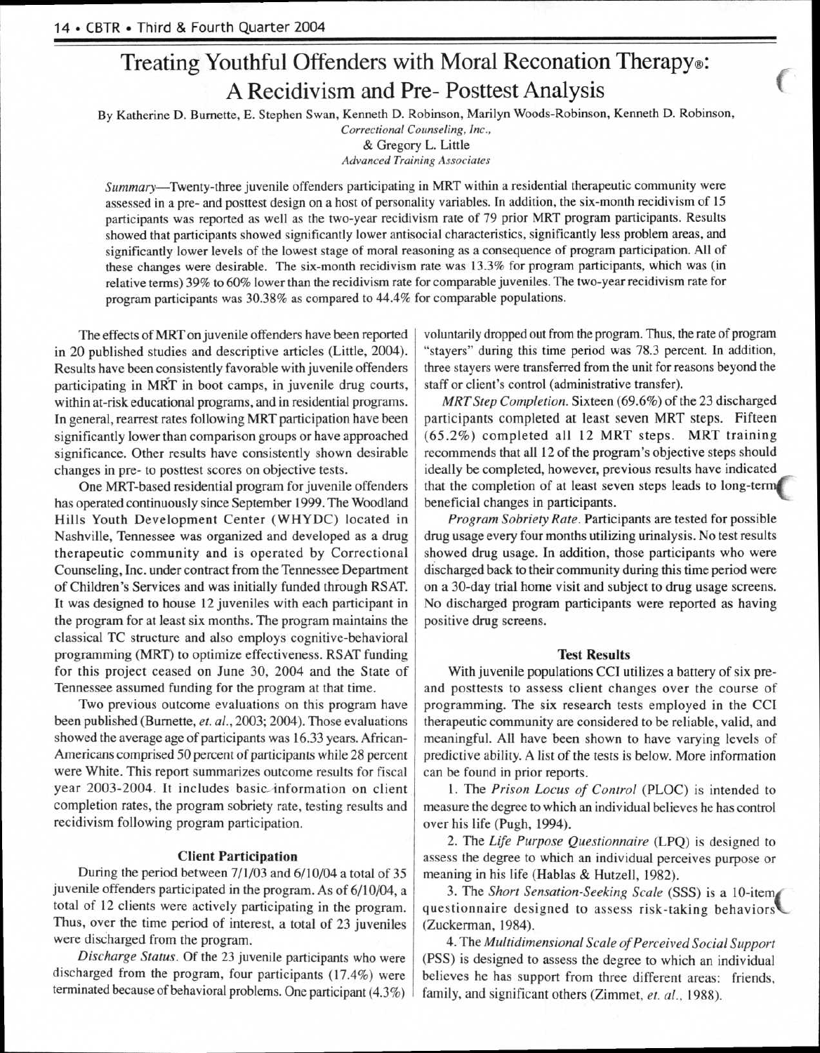// Treating Youthful Offenders with Moral Reconation Therapy®: A Recidivism and Pre- Posttest Analysis

By Katherine D. Burnette, E. Stephen Swan, Kenneth D. Robinson, Marilyn Woods-Robinson, Kenneth D. Robinson,
*Correctional Counseling, Inc.,*
& Gregory L. Little
*Advanced Training Associates*

*Summary*—Twenty-three juvenile offenders participating in MRT within a residential therapeutic community were assessed in a pre- and posttest design on a host of personality variables. In addition, the six-month recidivism of 15 participants was reported as well as the two-year recidivism rate of 79 prior MRT program participants. Results showed that participants showed significantly lower antisocial characteristics, significantly less problem areas, and significantly lower levels of the lowest stage of moral reasoning as a consequence of program participation. All of these changes were desirable. The six-month recidivism rate was 13.3% for program participants, which was (in relative terms) 39% to 60% lower than the recidivism rate for comparable juveniles. The two-year recidivism rate for program participants was 30.38% as compared to 44.4% for comparable populations.

The effects of MRT on juvenile offenders have been reported in 20 published studies and descriptive articles (Little, 2004). Results have been consistently favorable with juvenile offenders participating in MRT in boot camps, in juvenile drug courts, within at-risk educational programs, and in residential programs. In general, rearrest rates following MRT participation have been significantly lower than comparison groups or have approached significance. Other results have consistently shown desirable changes in pre- to posttest scores on objective tests.

One MRT-based residential program for juvenile offenders has operated continuously since September 1999. The Woodland Hills Youth Development Center (WHYDC) located in Nashville, Tennessee was organized and developed as a drug therapeutic community and is operated by Correctional Counseling, Inc. under contract from the Tennessee Department of Children's Services and was initially funded through RSAT. It was designed to house 12 juveniles with each participant in the program for at least six months. The program maintains the classical TC structure and also employs cognitive-behavioral programming (MRT) to optimize effectiveness. RSAT funding for this project ceased on June 30, 2004 and the State of Tennessee assumed funding for the program at that time.

Two previous outcome evaluations on this program have been published (Burnette, *et. al.*, 2003; 2004). Those evaluations showed the average age of participants was 16.33 years. African-Americans comprised 50 percent of participants while 28 percent were White. This report summarizes outcome results for fiscal year 2003-2004. It includes basic information on client completion rates, the program sobriety rate, testing results and recidivism following program participation.

### Client Participation

During the period between 7/1/03 and 6/10/04 a total of 35 juvenile offenders participated in the program. As of 6/10/04, a total of 12 clients were actively participating in the program. Thus, over the time period of interest, a total of 23 juveniles were discharged from the program.

*Discharge Status.* Of the 23 juvenile participants who were discharged from the program, four participants (17.4%) were terminated because of behavioral problems. One participant (4.3%) voluntarily dropped out from the program. Thus, the rate of program "stayers" during this time period was 78.3 percent. In addition, three stayers were transferred from the unit for reasons beyond the staff or client's control (administrative transfer).

*MRT Step Completion.* Sixteen (69.6%) of the 23 discharged participants completed at least seven MRT steps. Fifteen (65.2%) completed all 12 MRT steps. MRT training recommends that all 12 of the program's objective steps should ideally be completed, however, previous results have indicated that the completion of at least seven steps leads to long-term beneficial changes in participants.

*Program Sobriety Rate.* Participants are tested for possible drug usage every four months utilizing urinalysis. No test results showed drug usage. In addition, those participants who were discharged back to their community during this time period were on a 30-day trial home visit and subject to drug usage screens. No discharged program participants were reported as having positive drug screens.

### Test Results

With juvenile populations CCI utilizes a battery of six pre- and posttests to assess client changes over the course of programming. The six research tests employed in the CCI therapeutic community are considered to be reliable, valid, and meaningful. All have been shown to have varying levels of predictive ability. A list of the tests is below. More information can be found in prior reports.

1. The *Prison Locus of Control* (PLOC) is intended to measure the degree to which an individual believes he has control over his life (Pugh, 1994).

2. The *Life Purpose Questionnaire* (LPQ) is designed to assess the degree to which an individual perceives purpose or meaning in his life (Hablas & Hutzell, 1982).

3. The *Short Sensation-Seeking Scale* (SSS) is a 10-item questionnaire designed to assess risk-taking behaviors (Zuckerman, 1984).

4. The *Multidimensional Scale of Perceived Social Support* (PSS) is designed to assess the degree to which an individual believes he has support from three different areas: friends, family, and significant others (Zimmet, *et. al.*, 1988).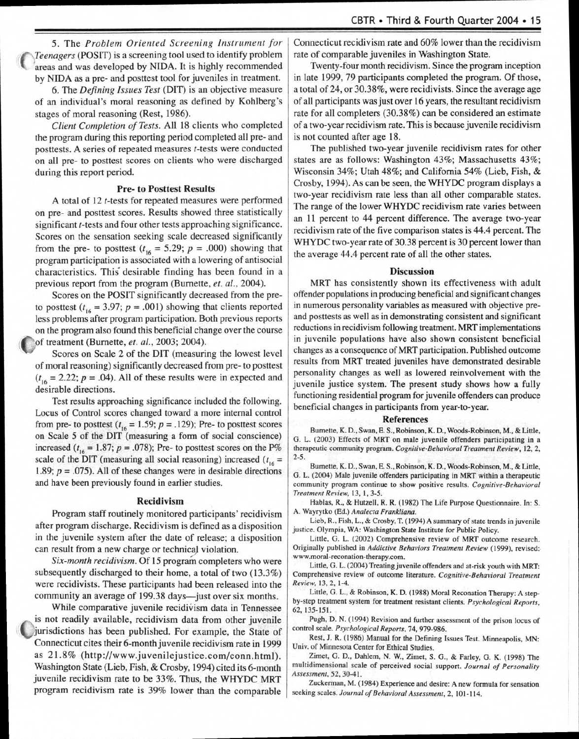5. The *Problem Oriented Screening Instrument for Teenagers* (POSIT) is a screening tool used to identify problem areas and was developed by NIDA. It is highly recommended by NIDA as a pre- and posttest tool for juveniles in treatment.

6. The *Defining Issues Test* (DIT) is an objective measure of an individual's moral reasoning as defined by Kohlberg's stages of moral reasoning (Rest, 1986).

*Client Completion of Tests.* All 18 clients who completed the program during this reporting period completed all pre- and posttests. A series of repeated measures *t*-tests were conducted on all pre- to posttest scores on clients who were discharged during this report period.

### Pre- to Posttest Results

A total of 12 *t*-tests for repeated measures were performed on pre- and posttest scores. Results showed three statistically significant *t*-tests and four other tests approaching significance. Scores on the sensation seeking scale decreased significantly from the pre- to posttest ($t_{16} = 5.29$; $p = .000$) showing that program participation is associated with a lowering of antisocial characteristics. This desirable finding has been found in a previous report from the program (Burnette, *et. al.*, 2004).

Scores on the POSIT significantly decreased from the pre- to posttest ($t_{16} = 3.97$; $p = .001$) showing that clients reported less problems after program participation. Both previous reports on the program also found this beneficial change over the course of treatment (Burnette, *et. al.*, 2003; 2004).

Scores on Scale 2 of the DIT (measuring the lowest level of moral reasoning) significantly decreased from pre- to posttest ($t_{16} = 2.22$; $p = .04$). All of these results were in expected and desirable directions.

Test results approaching significance included the following. Locus of Control scores changed toward a more internal control from pre- to posttest ($t_{16} = 1.59$; $p = .129$); Pre- to posttest scores on Scale 5 of the DIT (measuring a form of social conscience) increased ($t_{16} = 1.87$; $p = .078$); Pre- to posttest scores on the P% scale of the DIT (measuring all social reasoning) increased ($t_{16} = 1.89$; $p = .075$). All of these changes were in desirable directions and have been previously found in earlier studies.

### Recidivism

Program staff routinely monitored participants' recidivism after program discharge. Recidivism is defined as a disposition in the juvenile system after the date of release; a disposition can result from a new charge or technical violation.

*Six-month recidivism.* Of 15 program completers who were subsequently discharged to their home, a total of two (13.3%) were recidivists. These participants had been released into the community an average of 199.38 days—just over six months.

While comparative juvenile recidivism data in Tennessee is not readily available, recidivism data from other juvenile jurisdictions has been published. For example, the State of Connecticut cites their 6-month juvenile recidivism rate in 1999 as 21.8% (http://www.juvenilejustice.com/conn.html). Washington State (Lieb, Fish, & Crosby, 1994) cited its 6-month juvenile recidivism rate to be 33%. Thus, the WHYDC MRT program recidivism rate is 39% lower than the comparable Connecticut recidivism rate and 60% lower than the recidivism rate of comparable juveniles in Washington State.

Twenty-four month recidivism. Since the program inception in late 1999, 79 participants completed the program. Of those, a total of 24, or 30.38%, were recidivists. Since the average age of all participants was just over 16 years, the resultant recidivism rate for all completers (30.38%) can be considered an estimate of a two-year recidivism rate. This is because juvenile recidivism is not counted after age 18.

The published two-year juvenile recidivism rates for other states are as follows: Washington 43%; Massachusetts 43%; Wisconsin 34%; Utah 48%; and California 54% (Lieb, Fish, & Crosby, 1994). As can be seen, the WHYDC program displays a two-year recidivism rate less than all other comparable states. The range of the lower WHYDC recidivism rate varies between an 11 percent to 44 percent difference. The average two-year recidivism rate of the five comparison states is 44.4 percent. The WHYDC two-year rate of 30.38 percent is 30 percent lower than the average 44.4 percent rate of all the other states.

### Discussion

MRT has consistently shown its effectiveness with adult offender populations in producing beneficial and significant changes in numerous personality variables as measured with objective pre- and posttests as well as in demonstrating consistent and significant reductions in recidivism following treatment. MRT implementations in juvenile populations have also shown consistent beneficial changes as a consequence of MRT participation. Published outcome results from MRT treated juveniles have demonstrated desirable personality changes as well as lowered reinvolvement with the juvenile justice system. The present study shows how a fully functioning residential program for juvenile offenders can produce beneficial changes in participants from year-to-year.

### References

Burnette, K. D., Swan, E. S., Robinson, K. D., Woods-Robinson, M., & Little, G. L. (2003) Effects of MRT on male juvenile offenders participating in a therapeutic community program. *Cognitive-Behavioral Treatment Review*, 12, 2, 2-5.

Burnette, K. D., Swan, E. S., Robinson, K. D., Woods-Robinson, M., & Little, G. L. (2004) Male juvenile offenders participating in MRT within a therapeutic community program continue to show positive results. *Cognitive-Behavioral Treatment Review*, 13, 1, 3-5.

Hablas, R., & Hutzell, R. R. (1982) The Life Purpose Questionnaire. In: S. A. Wayrytko (Ed.) *Analecta Frankliana*.

Lieb, R., Fish, L., & Crosby, T. (1994) A summary of state trends in juvenile justice. Olympia, WA: Washington State Institute for Public Policy.

Little, G. L. (2002) Comprehensive review of MRT outcome research. Originally published in *Addictive Behaviors Treatment Review* (1999), revised: www.moral-reconation-therapy.com.

Little, G. L. (2004) Treating juvenile offenders and at-risk youth with MRT: Comprehensive review of outcome literature. *Cognitive-Behavioral Treatment Review*, 13, 2, 1-4.

Little, G. L., & Robinson, K. D. (1988) Moral Reconation Therapy: A step-by-step treatment system for treatment resistant clients. *Psychological Reports*, 62, 135-151.

Pugh, D. N. (1994) Revision and further assessment of the prison locus of control scale. *Psychological Reports*, 74, 979-986.

Rest, J. R. (1986) Manual for the Defining Issues Test. Minneapolis, MN: Univ. of Minnesota Center for Ethical Studies.

Zimet, G. D., Dahlem, N. W., Zimet, S. G., & Farley, G. K. (1998) The multidimensional scale of perceived social support. *Journal of Personality Assessment*, 52, 30-41.

Zuckerman, M. (1984) Experience and desire: A new formula for sensation seeking scales. *Journal of Behavioral Assessment*, 2, 101-114.